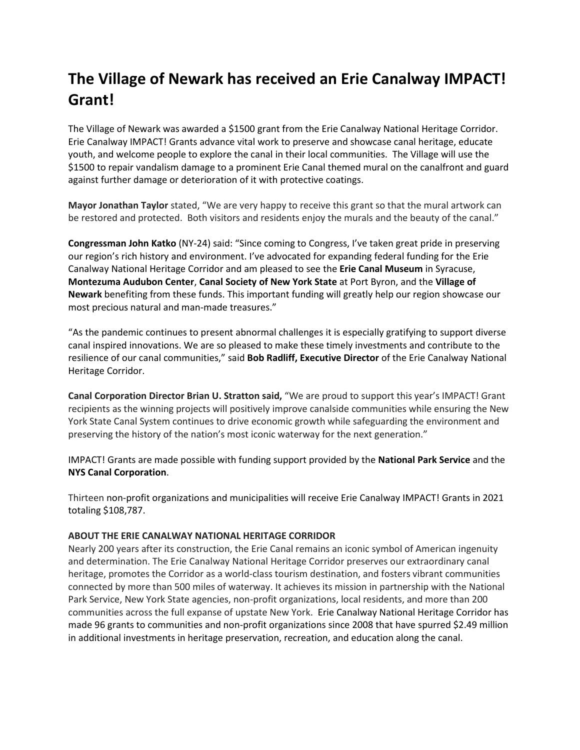# The Village of Newark has received an Erie Canalway IMPACT! Grant!

The Village of Newark was awarded a $1500 grant from the Erie Canalway National Heritage Corridor. Erie Canalway IMPACT! Grants advance vital work to preserve and showcase canal heritage, educate youth, and welcome people to explore the canal in their local communities. The Village will use the $1500 to repair vandalism damage to a prominent Erie Canal themed mural on the canalfront and guard against further damage or deterioration of it with protective coatings.

**Mayor Jonathan Taylor** stated, "We are very happy to receive this grant so that the mural artwork can be restored and protected. Both visitors and residents enjoy the murals and the beauty of the canal."

**Congressman John Katko** (NY-24) said: "Since coming to Congress, I've taken great pride in preserving our region's rich history and environment. I've advocated for expanding federal funding for the Erie Canalway National Heritage Corridor and am pleased to see the **Erie Canal Museum** in Syracuse, **Montezuma Audubon Center**, **Canal Society of New York State** at Port Byron, and the **Village of Newark** benefiting from these funds. This important funding will greatly help our region showcase our most precious natural and man-made treasures."

"As the pandemic continues to present abnormal challenges it is especially gratifying to support diverse canal inspired innovations. We are so pleased to make these timely investments and contribute to the resilience of our canal communities," said **Bob Radliff, Executive Director** of the Erie Canalway National Heritage Corridor.

**Canal Corporation Director Brian U. Stratton said,** "We are proud to support this year's IMPACT! Grant recipients as the winning projects will positively improve canalside communities while ensuring the New York State Canal System continues to drive economic growth while safeguarding the environment and preserving the history of the nation's most iconic waterway for the next generation."

IMPACT! Grants are made possible with funding support provided by the **National Park Service** and the **NYS Canal Corporation**.

Thirteen non-profit organizations and municipalities will receive Erie Canalway IMPACT! Grants in 2021 totaling $108,787.

**ABOUT THE ERIE CANALWAY NATIONAL HERITAGE CORRIDOR**

Nearly 200 years after its construction, the Erie Canal remains an iconic symbol of American ingenuity and determination. The Erie Canalway National Heritage Corridor preserves our extraordinary canal heritage, promotes the Corridor as a world-class tourism destination, and fosters vibrant communities connected by more than 500 miles of waterway. It achieves its mission in partnership with the National Park Service, New York State agencies, non-profit organizations, local residents, and more than 200 communities across the full expanse of upstate New York. Erie Canalway National Heritage Corridor has made 96 grants to communities and non-profit organizations since 2008 that have spurred $2.49 million in additional investments in heritage preservation, recreation, and education along the canal.